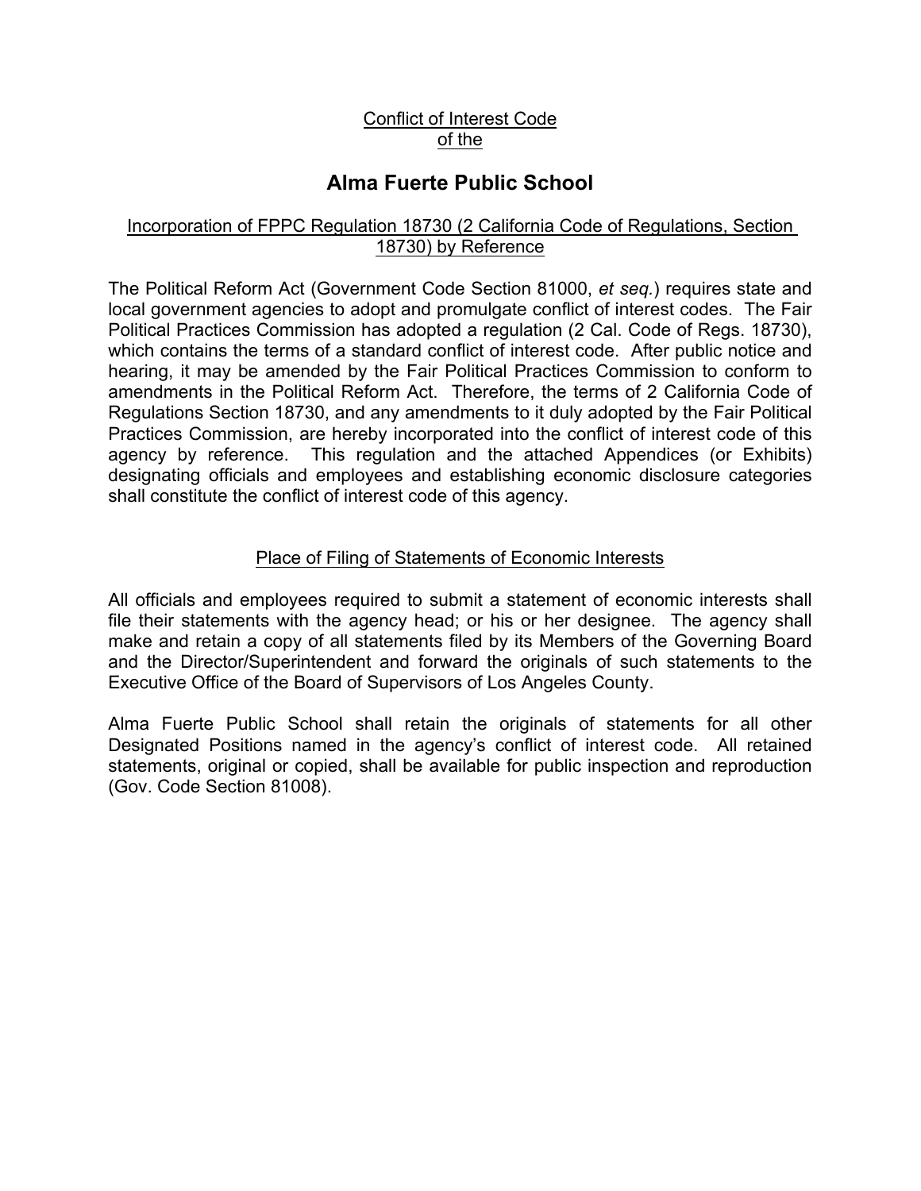<u>Conflict of Interest Code</u>
<u>of the</u>

# Alma Fuerte Public School

## Incorporation of FPPC Regulation 18730 (2 California Code of Regulations, Section 18730) by Reference

The Political Reform Act (Government Code Section 81000, *et seq.*) requires state and local government agencies to adopt and promulgate conflict of interest codes. The Fair Political Practices Commission has adopted a regulation (2 Cal. Code of Regs. 18730), which contains the terms of a standard conflict of interest code. After public notice and hearing, it may be amended by the Fair Political Practices Commission to conform to amendments in the Political Reform Act. Therefore, the terms of 2 California Code of Regulations Section 18730, and any amendments to it duly adopted by the Fair Political Practices Commission, are hereby incorporated into the conflict of interest code of this agency by reference. This regulation and the attached Appendices (or Exhibits) designating officials and employees and establishing economic disclosure categories shall constitute the conflict of interest code of this agency.

## Place of Filing of Statements of Economic Interests

All officials and employees required to submit a statement of economic interests shall file their statements with the agency head; or his or her designee. The agency shall make and retain a copy of all statements filed by its Members of the Governing Board and the Director/Superintendent and forward the originals of such statements to the Executive Office of the Board of Supervisors of Los Angeles County.

Alma Fuerte Public School shall retain the originals of statements for all other Designated Positions named in the agency's conflict of interest code. All retained statements, original or copied, shall be available for public inspection and reproduction (Gov. Code Section 81008).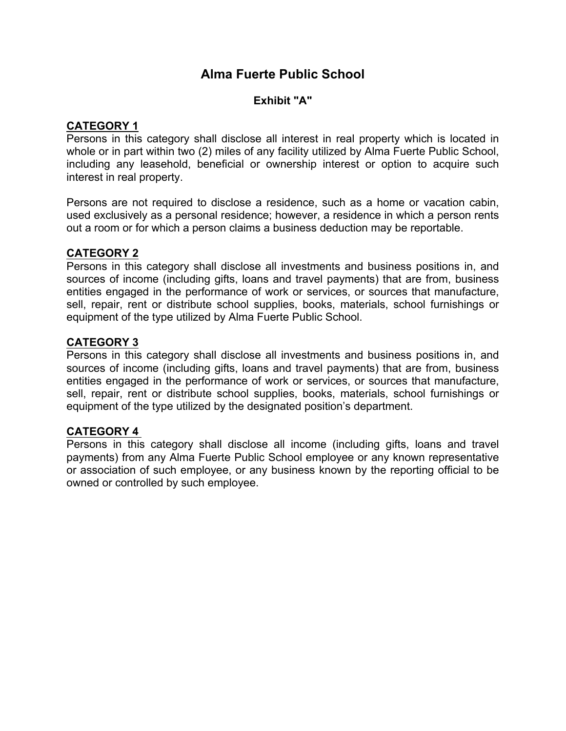# Alma Fuerte Public School

### Exhibit "A"

**CATEGORY 1**

Persons in this category shall disclose all interest in real property which is located in whole or in part within two (2) miles of any facility utilized by Alma Fuerte Public School, including any leasehold, beneficial or ownership interest or option to acquire such interest in real property.

Persons are not required to disclose a residence, such as a home or vacation cabin, used exclusively as a personal residence; however, a residence in which a person rents out a room or for which a person claims a business deduction may be reportable.

**CATEGORY 2**

Persons in this category shall disclose all investments and business positions in, and sources of income (including gifts, loans and travel payments) that are from, business entities engaged in the performance of work or services, or sources that manufacture, sell, repair, rent or distribute school supplies, books, materials, school furnishings or equipment of the type utilized by Alma Fuerte Public School.

**CATEGORY 3**

Persons in this category shall disclose all investments and business positions in, and sources of income (including gifts, loans and travel payments) that are from, business entities engaged in the performance of work or services, or sources that manufacture, sell, repair, rent or distribute school supplies, books, materials, school furnishings or equipment of the type utilized by the designated position's department.

**CATEGORY 4**

Persons in this category shall disclose all income (including gifts, loans and travel payments) from any Alma Fuerte Public School employee or any known representative or association of such employee, or any business known by the reporting official to be owned or controlled by such employee.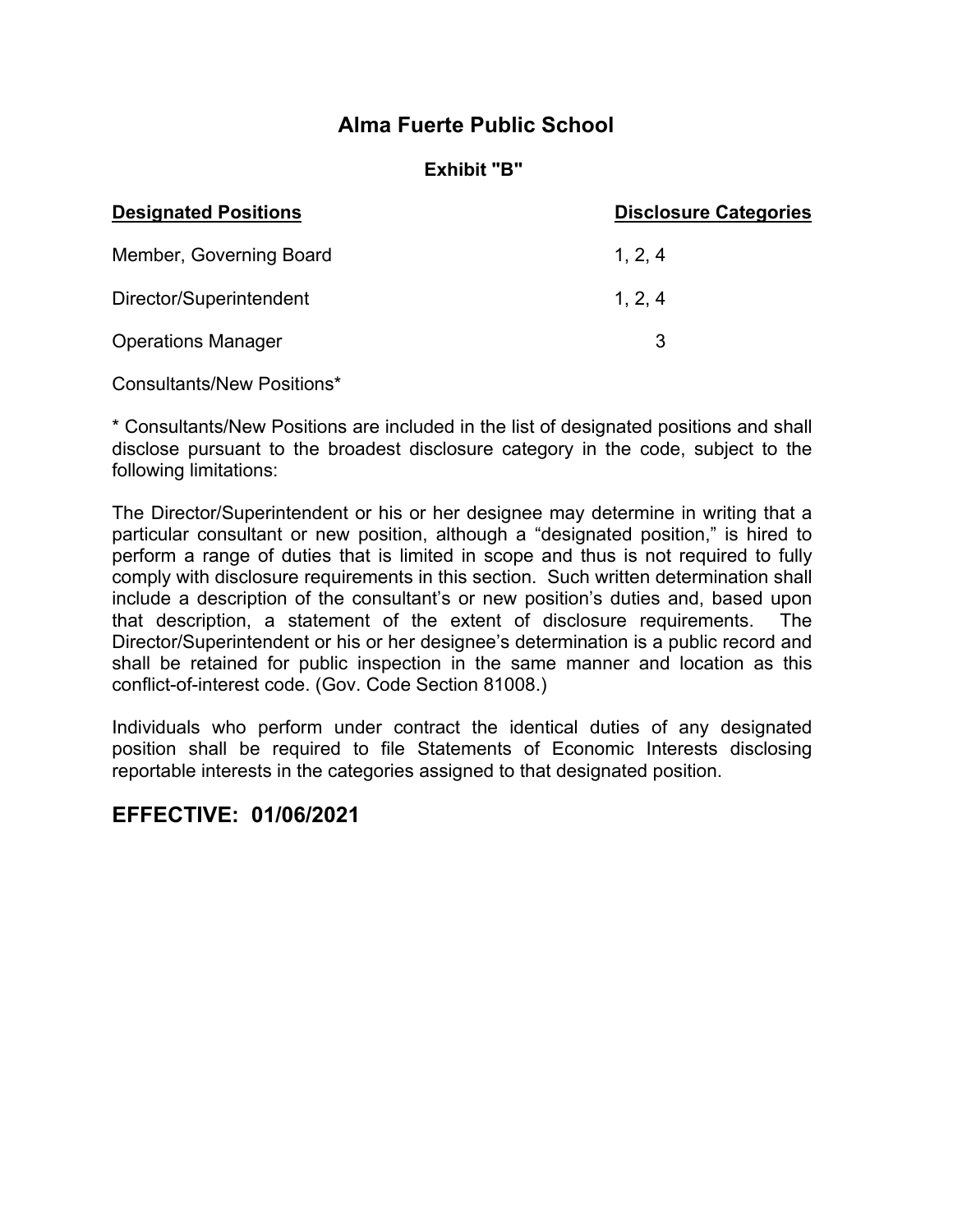# Alma Fuerte Public School

**Exhibit "B"**

| **Designated Positions** | **Disclosure Categories** |
| --- | --- |
| Member, Governing Board | 1, 2, 4 |
| Director/Superintendent | 1, 2, 4 |
| Operations Manager | 3 |
| Consultants/New Positions* | |

* Consultants/New Positions are included in the list of designated positions and shall disclose pursuant to the broadest disclosure category in the code, subject to the following limitations:

The Director/Superintendent or his or her designee may determine in writing that a particular consultant or new position, although a "designated position," is hired to perform a range of duties that is limited in scope and thus is not required to fully comply with disclosure requirements in this section. Such written determination shall include a description of the consultant's or new position's duties and, based upon that description, a statement of the extent of disclosure requirements. The Director/Superintendent or his or her designee's determination is a public record and shall be retained for public inspection in the same manner and location as this conflict-of-interest code. (Gov. Code Section 81008.)

Individuals who perform under contract the identical duties of any designated position shall be required to file Statements of Economic Interests disclosing reportable interests in the categories assigned to that designated position.

## EFFECTIVE: 01/06/2021